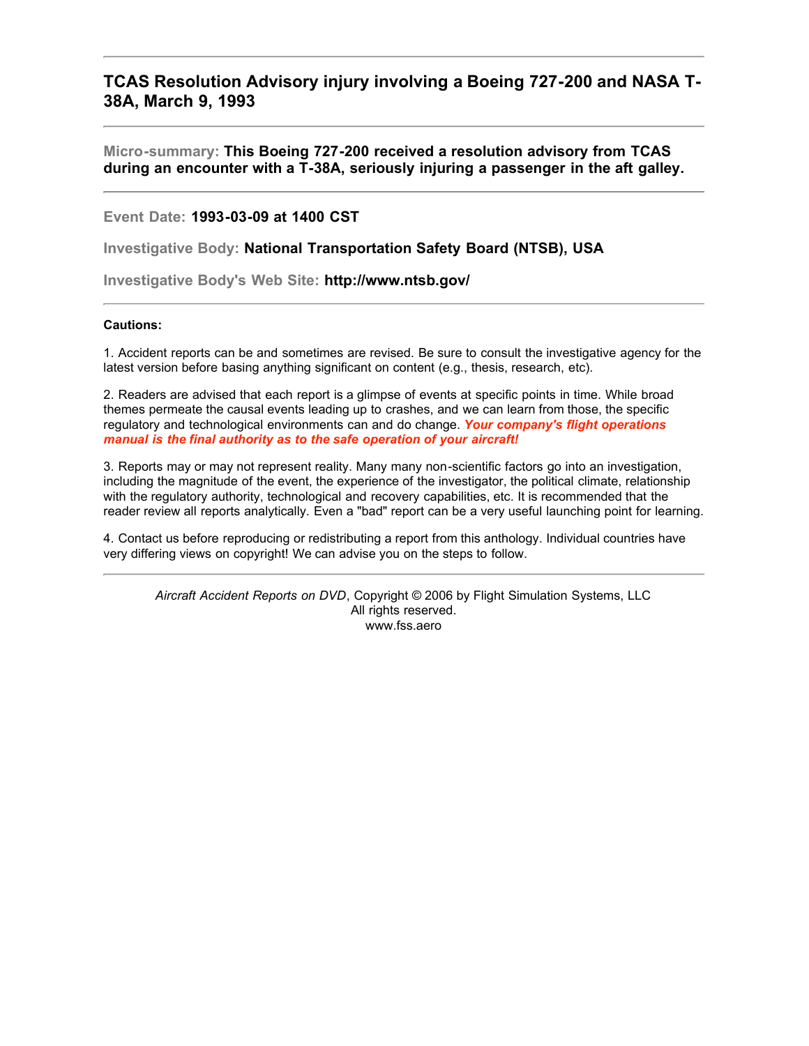## TCAS Resolution Advisory injury involving a Boeing 727-200 and NASA T-38A, March 9, 1993

---

**Micro-summary: This Boeing 727-200 received a resolution advisory from TCAS during an encounter with a T-38A, seriously injuring a passenger in the aft galley.**

---

**Event Date: 1993-03-09 at 1400 CST**

**Investigative Body: National Transportation Safety Board (NTSB), USA**

**Investigative Body's Web Site: http://www.ntsb.gov/**

---

**Cautions:**

1. Accident reports can be and sometimes are revised. Be sure to consult the investigative agency for the latest version before basing anything significant on content (e.g., thesis, research, etc).

2. Readers are advised that each report is a glimpse of events at specific points in time. While broad themes permeate the causal events leading up to crashes, and we can learn from those, the specific regulatory and technological environments can and do change. ***Your company's flight operations manual is the final authority as to the safe operation of your aircraft!***

3. Reports may or may not represent reality. Many many non-scientific factors go into an investigation, including the magnitude of the event, the experience of the investigator, the political climate, relationship with the regulatory authority, technological and recovery capabilities, etc. It is recommended that the reader review all reports analytically. Even a "bad" report can be a very useful launching point for learning.

4. Contact us before reproducing or redistributing a report from this anthology. Individual countries have very differing views on copyright! We can advise you on the steps to follow.

---

*Aircraft Accident Reports on DVD*, Copyright © 2006 by Flight Simulation Systems, LLC
All rights reserved.
www.fss.aero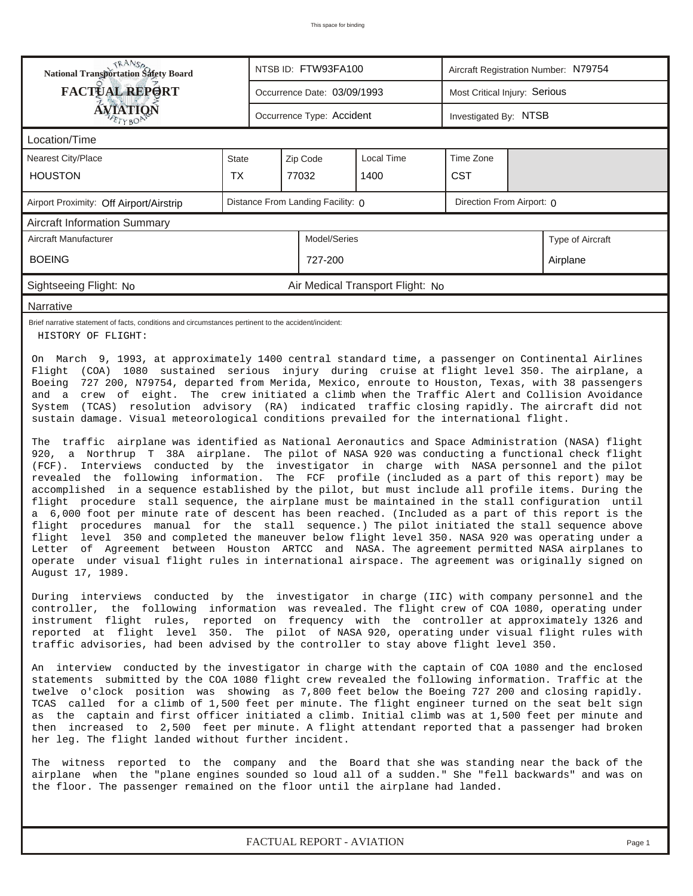National Transportation Safety Board

**FACTUAL REPORT**

**AVIATION**

| NTSB ID: FTW93FA100 | Aircraft Registration Number: N79754 |
|---|---|
| Occurrence Date: 03/09/1993 | Most Critical Injury: Serious |
| Occurrence Type: Accident | Investigated By: NTSB |

**Location/Time**

| Nearest City/Place | State | Zip Code | Local Time | Time Zone |
|---|---|---|---|---|
| HOUSTON | TX | 77032 | 1400 | CST |

| Airport Proximity: Off Airport/Airstrip | Distance From Landing Facility: 0 | Direction From Airport: 0 |
|---|---|---|

**Aircraft Information Summary**

| Aircraft Manufacturer | Model/Series | Type of Aircraft |
|---|---|---|
| BOEING | 727-200 | Airplane |

Sightseeing Flight: No

Air Medical Transport Flight: No

**Narrative**

Brief narrative statement of facts, conditions and circumstances pertinent to the accident/incident:

HISTORY OF FLIGHT:

On March 9, 1993, at approximately 1400 central standard time, a passenger on Continental Airlines Flight (COA) 1080 sustained serious injury during cruise at flight level 350. The airplane, a Boeing 727 200, N79754, departed from Merida, Mexico, enroute to Houston, Texas, with 38 passengers and a crew of eight. The crew initiated a climb when the Traffic Alert and Collision Avoidance System (TCAS) resolution advisory (RA) indicated traffic closing rapidly. The aircraft did not sustain damage. Visual meteorological conditions prevailed for the international flight.

The traffic airplane was identified as National Aeronautics and Space Administration (NASA) flight 920, a Northrup T 38A airplane. The pilot of NASA 920 was conducting a functional check flight (FCF). Interviews conducted by the investigator in charge with NASA personnel and the pilot revealed the following information. The FCF profile (included as a part of this report) may be accomplished in a sequence established by the pilot, but must include all profile items. During the flight procedure stall sequence, the airplane must be maintained in the stall configuration until a 6,000 foot per minute rate of descent has been reached. (Included as a part of this report is the flight procedures manual for the stall sequence.) The pilot initiated the stall sequence above flight level 350 and completed the maneuver below flight level 350. NASA 920 was operating under a Letter of Agreement between Houston ARTCC and NASA. The agreement permitted NASA airplanes to operate under visual flight rules in international airspace. The agreement was originally signed on August 17, 1989.

During interviews conducted by the investigator in charge (IIC) with company personnel and the controller, the following information was revealed. The flight crew of COA 1080, operating under instrument flight rules, reported on frequency with the controller at approximately 1326 and reported at flight level 350. The pilot of NASA 920, operating under visual flight rules with traffic advisories, had been advised by the controller to stay above flight level 350.

An interview conducted by the investigator in charge with the captain of COA 1080 and the enclosed statements submitted by the COA 1080 flight crew revealed the following information. Traffic at the twelve o'clock position was showing as 7,800 feet below the Boeing 727 200 and closing rapidly. TCAS called for a climb of 1,500 feet per minute. The flight engineer turned on the seat belt sign as the captain and first officer initiated a climb. Initial climb was at 1,500 feet per minute and then increased to 2,500 feet per minute. A flight attendant reported that a passenger had broken her leg. The flight landed without further incident.

The witness reported to the company and the Board that she was standing near the back of the airplane when the "plane engines sounded so loud all of a sudden." She "fell backwards" and was on the floor. The passenger remained on the floor until the airplane had landed.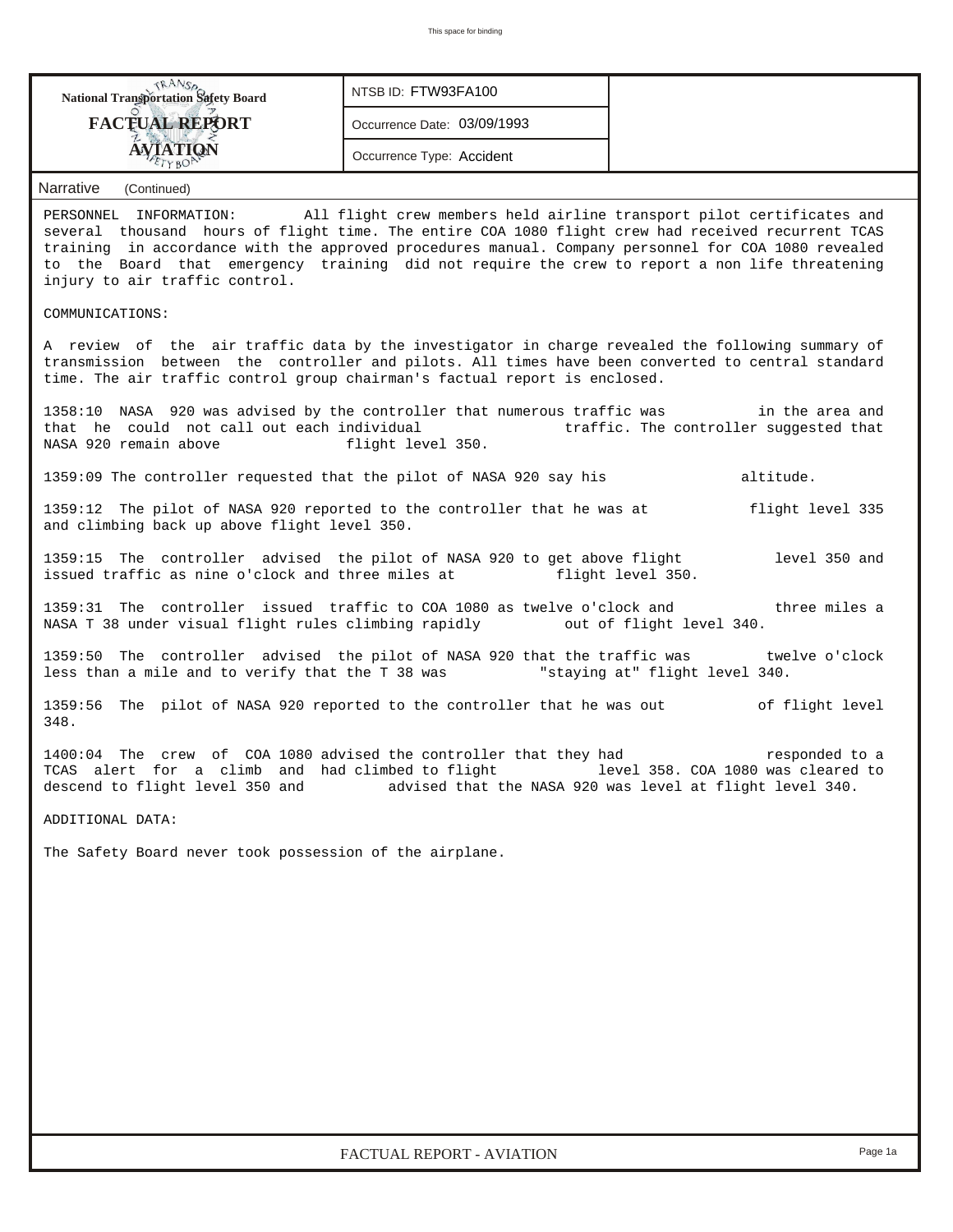National Transportation Safety Board

**FACTUAL REPORT**

**AVIATION**

NTSB ID: FTW93FA100

Occurrence Date: 03/09/1993

Occurrence Type: Accident

## Narrative (Continued)

PERSONNEL INFORMATION: All flight crew members held airline transport pilot certificates and several thousand hours of flight time. The entire COA 1080 flight crew had received recurrent TCAS training in accordance with the approved procedures manual. Company personnel for COA 1080 revealed to the Board that emergency training did not require the crew to report a non life threatening injury to air traffic control.

COMMUNICATIONS:

A review of the air traffic data by the investigator in charge revealed the following summary of transmission between the controller and pilots. All times have been converted to central standard time. The air traffic control group chairman's factual report is enclosed.

1358:10 NASA 920 was advised by the controller that numerous traffic was in the area and that he could not call out each individual traffic. The controller suggested that NASA 920 remain above flight level 350.

1359:09 The controller requested that the pilot of NASA 920 say his altitude.

1359:12 The pilot of NASA 920 reported to the controller that he was at flight level 335 and climbing back up above flight level 350.

1359:15 The controller advised the pilot of NASA 920 to get above flight level 350 and issued traffic as nine o'clock and three miles at flight level 350.

1359:31 The controller issued traffic to COA 1080 as twelve o'clock and three miles a NASA T 38 under visual flight rules climbing rapidly out of flight level 340.

1359:50 The controller advised the pilot of NASA 920 that the traffic was twelve o'clock less than a mile and to verify that the T 38 was "staying at" flight level 340.

1359:56 The pilot of NASA 920 reported to the controller that he was out of flight level 348.

1400:04 The crew of COA 1080 advised the controller that they had responded to a TCAS alert for a climb and had climbed to flight level 358. COA 1080 was cleared to descend to flight level 350 and advised that the NASA 920 was level at flight level 340.

ADDITIONAL DATA:

The Safety Board never took possession of the airplane.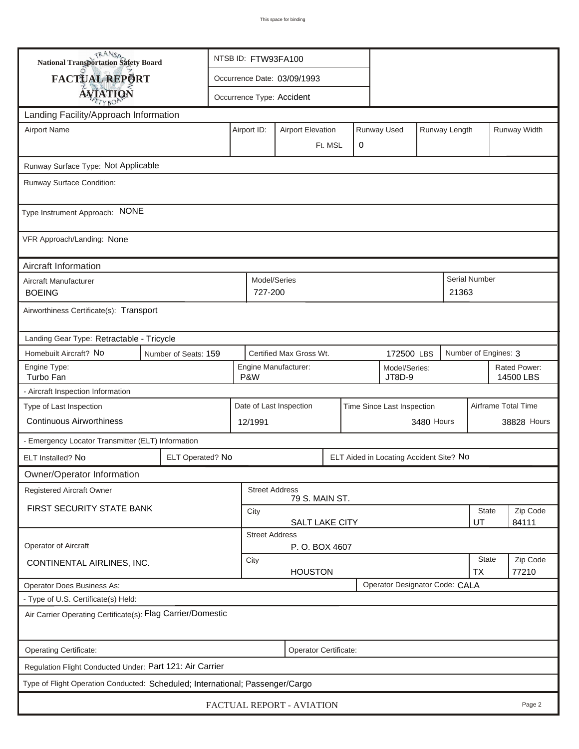**National Transportation Safety Board**
**FACTUAL REPORT**
**AVIATION**

NTSB ID: FTW93FA100

Occurrence Date: 03/09/1993

Occurrence Type: Accident

## Landing Facility/Approach Information

| Airport Name | Airport ID: | Airport Elevation | Runway Used | Runway Length | Runway Width |
|---|---|---|---|---|---|
| | | Ft. MSL | 0 | | |

Runway Surface Type: Not Applicable

Runway Surface Condition:

Type Instrument Approach: NONE

VFR Approach/Landing: None

## Aircraft Information

| Aircraft Manufacturer | Model/Series | Serial Number |
|---|---|---|
| BOEING | 727-200 | 21363 |

Airworthiness Certificate(s): Transport

Landing Gear Type: Retractable - Tricycle

| Homebuilt Aircraft? No | Number of Seats: 159 | Certified Max Gross Wt. 172500 LBS | Number of Engines: 3 |
|---|---|---|---|

| Engine Type: | Engine Manufacturer: | Model/Series: | Rated Power: |
|---|---|---|---|
| Turbo Fan | P&W | JT8D-9 | 14500 LBS |

- Aircraft Inspection Information

| Type of Last Inspection | Date of Last Inspection | Time Since Last Inspection | Airframe Total Time |
|---|---|---|---|
| Continuous Airworthiness | 12/1991 | 3480 Hours | 38828 Hours |

- Emergency Locator Transmitter (ELT) Information

| ELT Installed? No | ELT Operated? No | ELT Aided in Locating Accident Site? No |
|---|---|---|

## Owner/Operator Information

| | Street Address | City | State | Zip Code |
|---|---|---|---|---|
| Registered Aircraft Owner: FIRST SECURITY STATE BANK | 79 S. MAIN ST. | SALT LAKE CITY | UT | 84111 |
| Operator of Aircraft: CONTINENTAL AIRLINES, INC. | P. O. BOX 4607 | HOUSTON | TX | 77210 |

Operator Does Business As:

Operator Designator Code: CALA

- Type of U.S. Certificate(s) Held:

Air Carrier Operating Certificate(s): Flag Carrier/Domestic

Operating Certificate:

Operator Certificate:

Regulation Flight Conducted Under: Part 121: Air Carrier

Type of Flight Operation Conducted: Scheduled; International; Passenger/Cargo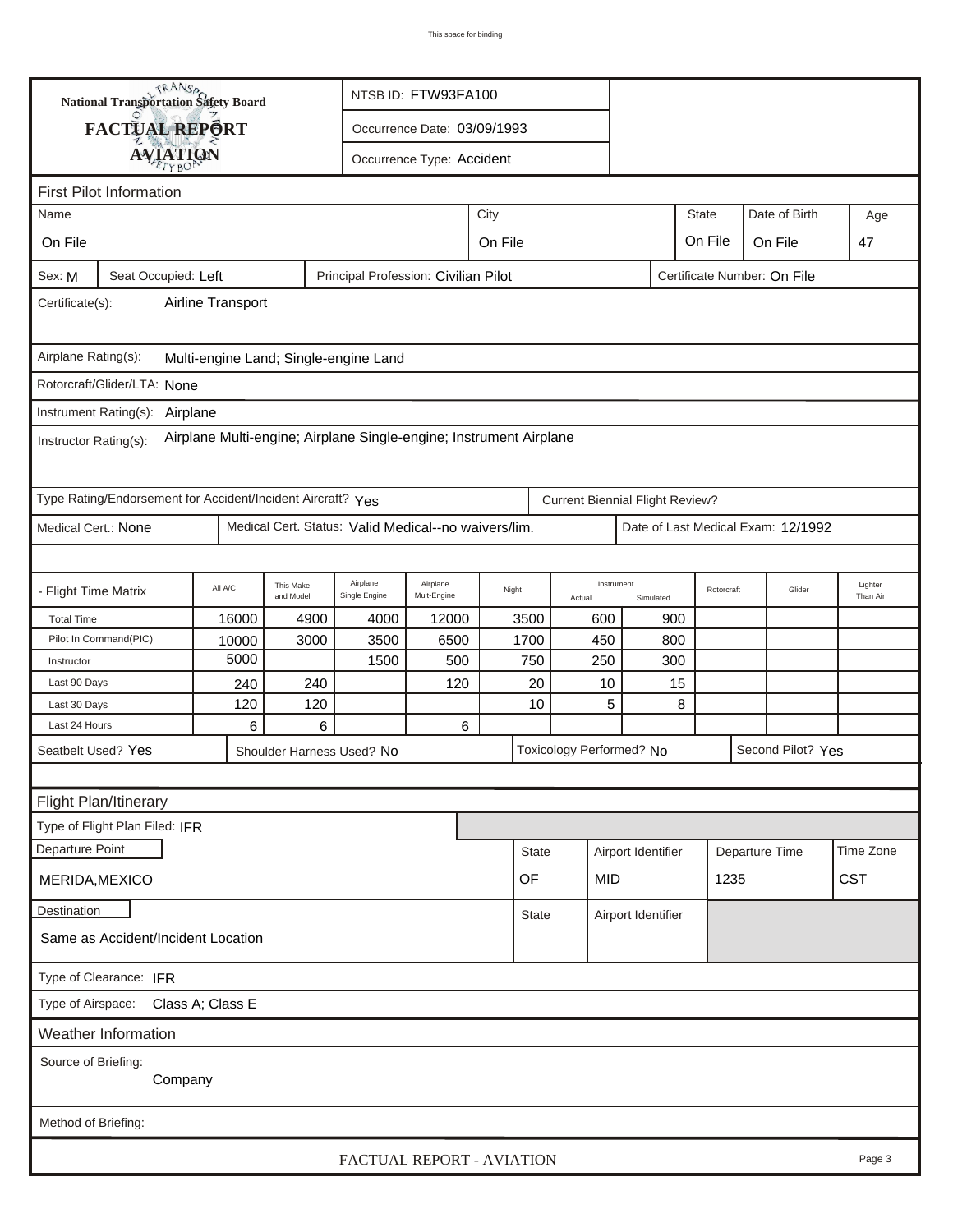This space for binding

**National Transportation Safety Board**

**FACTUAL REPORT**

**AVIATION**

NTSB ID: FTW93FA100

Occurrence Date: 03/09/1993

Occurrence Type: Accident

## First Pilot Information

| Name | City | State | Date of Birth | Age |
|---|---|---|---|---|
| On File | On File | On File | On File | 47 |

Sex: M | Seat Occupied: Left | Principal Profession: Civilian Pilot | Certificate Number: On File

Certificate(s): Airline Transport

Airplane Rating(s): Multi-engine Land; Single-engine Land

Rotorcraft/Glider/LTA: None

Instrument Rating(s): Airplane

Instructor Rating(s): Airplane Multi-engine; Airplane Single-engine; Instrument Airplane

Type Rating/Endorsement for Accident/Incident Aircraft? Yes | Current Biennial Flight Review?

Medical Cert.: None | Medical Cert. Status: Valid Medical--no waivers/lim. | Date of Last Medical Exam: 12/1992

| - Flight Time Matrix | All A/C | This Make and Model | Airplane Single Engine | Airplane Mult-Engine | Night | Instrument Actual | Instrument Simulated | Rotorcraft | Glider | Lighter Than Air |
|---|---|---|---|---|---|---|---|---|---|---|
| Total Time | 16000 | 4900 | 4000 | 12000 | 3500 | 600 | 900 | | | |
| Pilot In Command(PIC) | 10000 | 3000 | 3500 | 6500 | 1700 | 450 | 800 | | | |
| Instructor | 5000 | | 1500 | 500 | 750 | 250 | 300 | | | |
| Last 90 Days | 240 | 240 | | 120 | 20 | 10 | 15 | | | |
| Last 30 Days | 120 | 120 | | | 10 | 5 | 8 | | | |
| Last 24 Hours | 6 | 6 | | 6 | | | | | | |

Seatbelt Used? Yes | Shoulder Harness Used? No | Toxicology Performed? No | Second Pilot? Yes

## Flight Plan/Itinerary

Type of Flight Plan Filed: IFR

| Departure Point | State | Airport Identifier | Departure Time | Time Zone |
|---|---|---|---|---|
| MERIDA,MEXICO | OF | MID | 1235 | CST |

| Destination | State | Airport Identifier |
|---|---|---|
| Same as Accident/Incident Location | | |

Type of Clearance: IFR

Type of Airspace: Class A; Class E

## Weather Information

Source of Briefing: Company

Method of Briefing:

FACTUAL REPORT - AVIATION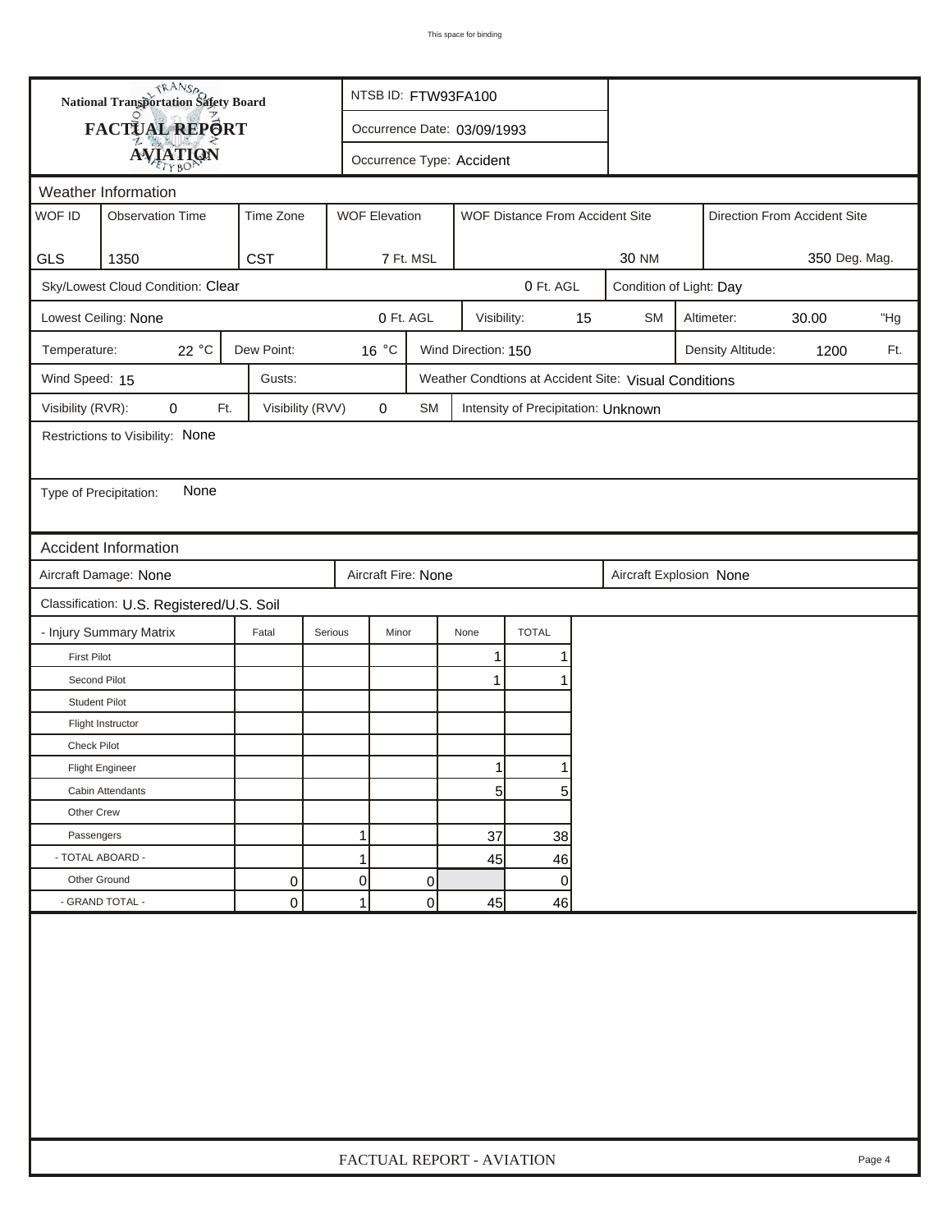**National Transportation Safety Board**

**FACTUAL REPORT**

**AVIATION**

NTSB ID: FTW93FA100

Occurrence Date: 03/09/1993

Occurrence Type: Accident

## Weather Information

| WOF ID | Observation Time | Time Zone | WOF Elevation | WOF Distance From Accident Site | Direction From Accident Site |
|---|---|---|---|---|---|
| GLS | 1350 | CST | 7 Ft. MSL | 30 NM | 350 Deg. Mag. |

Sky/Lowest Cloud Condition: Clear — 0 Ft. AGL — Condition of Light: Day

Lowest Ceiling: None — 0 Ft. AGL — Visibility: 15 SM — Altimeter: 30.00 "Hg

Temperature: 22 °C — Dew Point: 16 °C — Wind Direction: 150 — Density Altitude: 1200 Ft.

Wind Speed: 15 — Gusts: — Weather Condtions at Accident Site: Visual Conditions

Visibility (RVR): 0 Ft. — Visibility (RVV) 0 SM — Intensity of Precipitation: Unknown

Restrictions to Visibility: None

Type of Precipitation: None

## Accident Information

Aircraft Damage: None — Aircraft Fire: None — Aircraft Explosion None

Classification: U.S. Registered/U.S. Soil

| - Injury Summary Matrix | Fatal | Serious | Minor | None | TOTAL |
|---|---|---|---|---|---|
| First Pilot | | | | 1 | 1 |
| Second Pilot | | | | 1 | 1 |
| Student Pilot | | | | | |
| Flight Instructor | | | | | |
| Check Pilot | | | | | |
| Flight Engineer | | | | 1 | 1 |
| Cabin Attendants | | | | 5 | 5 |
| Other Crew | | | | | |
| Passengers | | 1 | | 37 | 38 |
| - TOTAL ABOARD - | | 1 | | 45 | 46 |
| Other Ground | 0 | 0 | 0 | | 0 |
| - GRAND TOTAL - | 0 | 1 | 0 | 45 | 46 |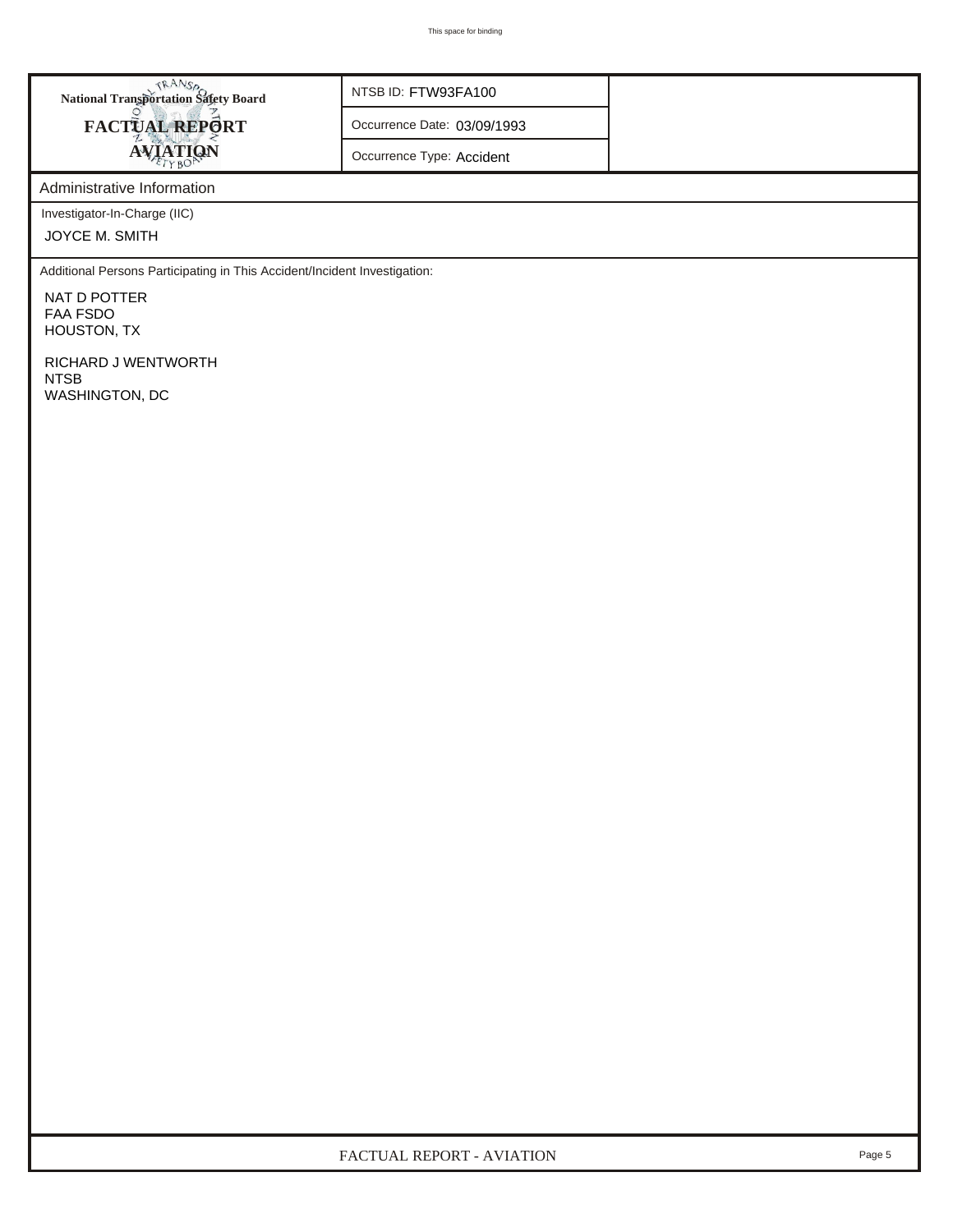**National Transportation Safety Board**

**FACTUAL REPORT**

**AVIATION**

| | |
|---|---|
| NTSB ID: FTW93FA100 | |
| Occurrence Date: 03/09/1993 | |
| Occurrence Type: Accident | |

## Administrative Information

Investigator-In-Charge (IIC)

JOYCE M. SMITH

Additional Persons Participating in This Accident/Incident Investigation:

NAT D POTTER
FAA FSDO
HOUSTON, TX

RICHARD J WENTWORTH
NTSB
WASHINGTON, DC